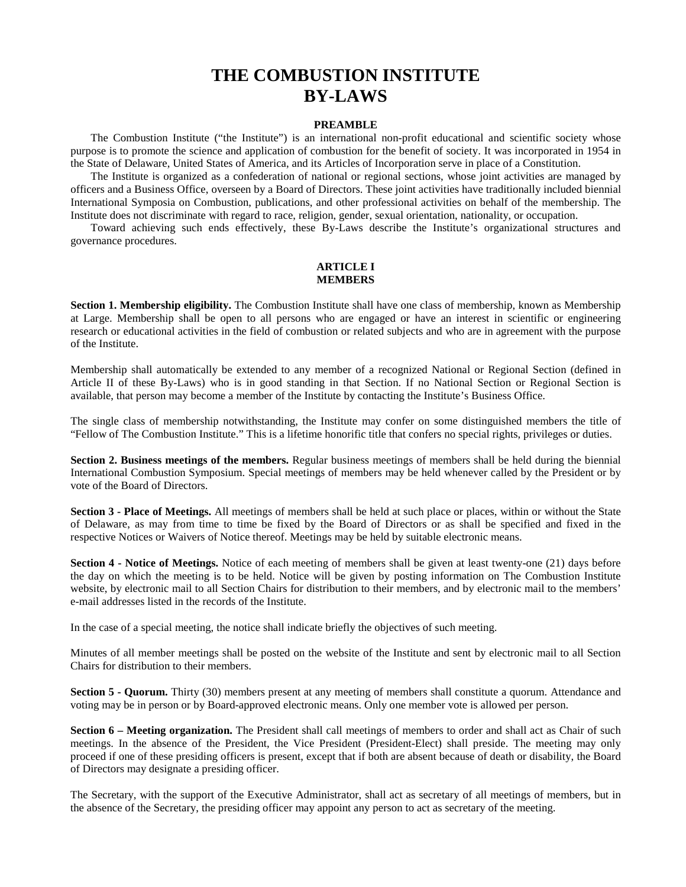# THE COMBUSTION INSTITUTE BY-LAWS

### PREAMBLE

The Combustion Institute ("the Institute") is an international non-profit educational and scientific society whose purpose is to promote the science and application of combustion for the benefit of society. It was incorporated in 1954 in the State of Delaware, United States of America, and its Articles of Incorporation serve in place of a Constitution.

The Institute is organized as a confederation of national or regional sections, whose joint activities are managed by officers and a Business Office, overseen by a Board of Directors. These joint activities have traditionally included biennial International Symposia on Combustion, publications, and other professional activities on behalf of the membership. The Institute does not discriminate with regard to race, religion, gender, sexual orientation, nationality, or occupation.

Toward achieving such ends effectively, these By-Laws describe the Institute's organizational structures and governance procedures.

## ARTICLE I
## MEMBERS

**Section 1. Membership eligibility.** The Combustion Institute shall have one class of membership, known as Membership at Large. Membership shall be open to all persons who are engaged or have an interest in scientific or engineering research or educational activities in the field of combustion or related subjects and who are in agreement with the purpose of the Institute.

Membership shall automatically be extended to any member of a recognized National or Regional Section (defined in Article II of these By-Laws) who is in good standing in that Section. If no National Section or Regional Section is available, that person may become a member of the Institute by contacting the Institute's Business Office.

The single class of membership notwithstanding, the Institute may confer on some distinguished members the title of "Fellow of The Combustion Institute." This is a lifetime honorific title that confers no special rights, privileges or duties.

**Section 2. Business meetings of the members.** Regular business meetings of members shall be held during the biennial International Combustion Symposium. Special meetings of members may be held whenever called by the President or by vote of the Board of Directors.

**Section 3 - Place of Meetings.** All meetings of members shall be held at such place or places, within or without the State of Delaware, as may from time to time be fixed by the Board of Directors or as shall be specified and fixed in the respective Notices or Waivers of Notice thereof. Meetings may be held by suitable electronic means.

**Section 4 - Notice of Meetings.** Notice of each meeting of members shall be given at least twenty-one (21) days before the day on which the meeting is to be held. Notice will be given by posting information on The Combustion Institute website, by electronic mail to all Section Chairs for distribution to their members, and by electronic mail to the members' e-mail addresses listed in the records of the Institute.

In the case of a special meeting, the notice shall indicate briefly the objectives of such meeting.

Minutes of all member meetings shall be posted on the website of the Institute and sent by electronic mail to all Section Chairs for distribution to their members.

**Section 5 - Quorum.** Thirty (30) members present at any meeting of members shall constitute a quorum. Attendance and voting may be in person or by Board-approved electronic means. Only one member vote is allowed per person.

**Section 6 – Meeting organization.** The President shall call meetings of members to order and shall act as Chair of such meetings. In the absence of the President, the Vice President (President-Elect) shall preside. The meeting may only proceed if one of these presiding officers is present, except that if both are absent because of death or disability, the Board of Directors may designate a presiding officer.

The Secretary, with the support of the Executive Administrator, shall act as secretary of all meetings of members, but in the absence of the Secretary, the presiding officer may appoint any person to act as secretary of the meeting.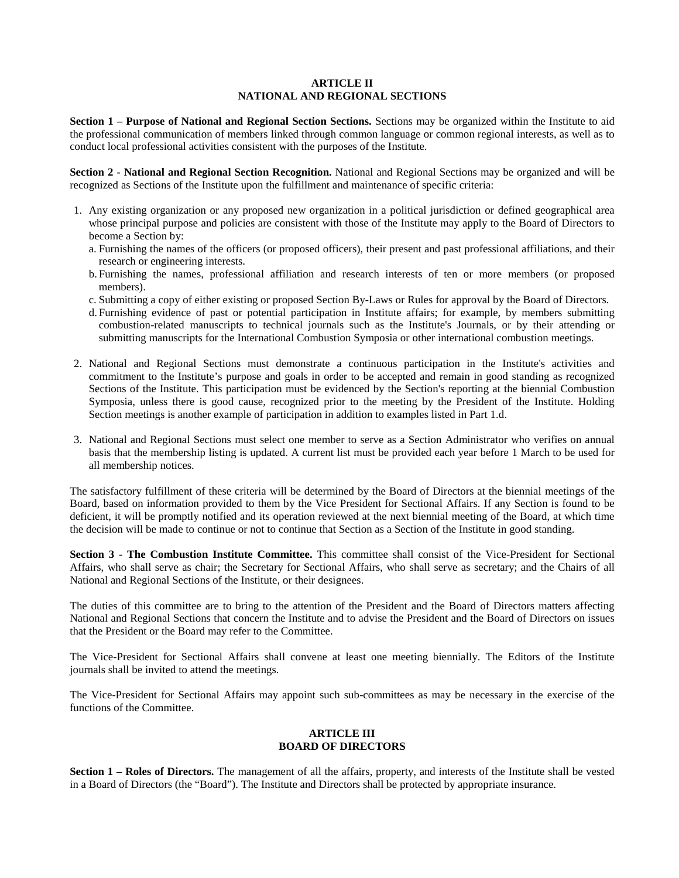## ARTICLE II
## NATIONAL AND REGIONAL SECTIONS

**Section 1 – Purpose of National and Regional Section Sections.** Sections may be organized within the Institute to aid the professional communication of members linked through common language or common regional interests, as well as to conduct local professional activities consistent with the purposes of the Institute.

**Section 2 - National and Regional Section Recognition.** National and Regional Sections may be organized and will be recognized as Sections of the Institute upon the fulfillment and maintenance of specific criteria:

1. Any existing organization or any proposed new organization in a political jurisdiction or defined geographical area whose principal purpose and policies are consistent with those of the Institute may apply to the Board of Directors to become a Section by:
   a. Furnishing the names of the officers (or proposed officers), their present and past professional affiliations, and their research or engineering interests.
   b. Furnishing the names, professional affiliation and research interests of ten or more members (or proposed members).
   c. Submitting a copy of either existing or proposed Section By-Laws or Rules for approval by the Board of Directors.
   d. Furnishing evidence of past or potential participation in Institute affairs; for example, by members submitting combustion-related manuscripts to technical journals such as the Institute's Journals, or by their attending or submitting manuscripts for the International Combustion Symposia or other international combustion meetings.

2. National and Regional Sections must demonstrate a continuous participation in the Institute's activities and commitment to the Institute's purpose and goals in order to be accepted and remain in good standing as recognized Sections of the Institute. This participation must be evidenced by the Section's reporting at the biennial Combustion Symposia, unless there is good cause, recognized prior to the meeting by the President of the Institute. Holding Section meetings is another example of participation in addition to examples listed in Part 1.d.

3. National and Regional Sections must select one member to serve as a Section Administrator who verifies on annual basis that the membership listing is updated. A current list must be provided each year before 1 March to be used for all membership notices.

The satisfactory fulfillment of these criteria will be determined by the Board of Directors at the biennial meetings of the Board, based on information provided to them by the Vice President for Sectional Affairs. If any Section is found to be deficient, it will be promptly notified and its operation reviewed at the next biennial meeting of the Board, at which time the decision will be made to continue or not to continue that Section as a Section of the Institute in good standing.

**Section 3 - The Combustion Institute Committee.** This committee shall consist of the Vice-President for Sectional Affairs, who shall serve as chair; the Secretary for Sectional Affairs, who shall serve as secretary; and the Chairs of all National and Regional Sections of the Institute, or their designees.

The duties of this committee are to bring to the attention of the President and the Board of Directors matters affecting National and Regional Sections that concern the Institute and to advise the President and the Board of Directors on issues that the President or the Board may refer to the Committee.

The Vice-President for Sectional Affairs shall convene at least one meeting biennially. The Editors of the Institute journals shall be invited to attend the meetings.

The Vice-President for Sectional Affairs may appoint such sub-committees as may be necessary in the exercise of the functions of the Committee.

## ARTICLE III
## BOARD OF DIRECTORS

**Section 1 – Roles of Directors.** The management of all the affairs, property, and interests of the Institute shall be vested in a Board of Directors (the "Board"). The Institute and Directors shall be protected by appropriate insurance.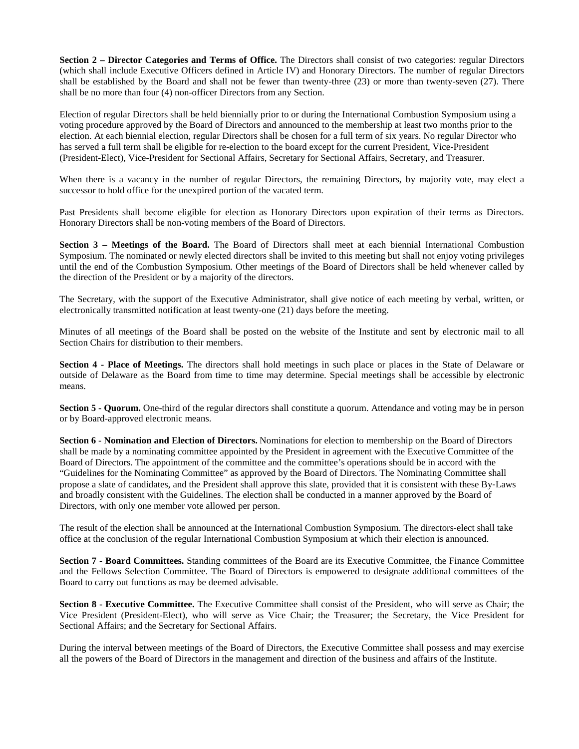**Section 2 – Director Categories and Terms of Office.** The Directors shall consist of two categories: regular Directors (which shall include Executive Officers defined in Article IV) and Honorary Directors. The number of regular Directors shall be established by the Board and shall not be fewer than twenty-three (23) or more than twenty-seven (27). There shall be no more than four (4) non-officer Directors from any Section.

Election of regular Directors shall be held biennially prior to or during the International Combustion Symposium using a voting procedure approved by the Board of Directors and announced to the membership at least two months prior to the election. At each biennial election, regular Directors shall be chosen for a full term of six years. No regular Director who has served a full term shall be eligible for re-election to the board except for the current President, Vice-President (President-Elect), Vice-President for Sectional Affairs, Secretary for Sectional Affairs, Secretary, and Treasurer.

When there is a vacancy in the number of regular Directors, the remaining Directors, by majority vote, may elect a successor to hold office for the unexpired portion of the vacated term.

Past Presidents shall become eligible for election as Honorary Directors upon expiration of their terms as Directors. Honorary Directors shall be non-voting members of the Board of Directors.

**Section 3 – Meetings of the Board.** The Board of Directors shall meet at each biennial International Combustion Symposium. The nominated or newly elected directors shall be invited to this meeting but shall not enjoy voting privileges until the end of the Combustion Symposium. Other meetings of the Board of Directors shall be held whenever called by the direction of the President or by a majority of the directors.

The Secretary, with the support of the Executive Administrator, shall give notice of each meeting by verbal, written, or electronically transmitted notification at least twenty-one (21) days before the meeting.

Minutes of all meetings of the Board shall be posted on the website of the Institute and sent by electronic mail to all Section Chairs for distribution to their members.

**Section 4 - Place of Meetings.** The directors shall hold meetings in such place or places in the State of Delaware or outside of Delaware as the Board from time to time may determine. Special meetings shall be accessible by electronic means.

**Section 5 - Quorum.** One-third of the regular directors shall constitute a quorum. Attendance and voting may be in person or by Board-approved electronic means.

**Section 6 - Nomination and Election of Directors.** Nominations for election to membership on the Board of Directors shall be made by a nominating committee appointed by the President in agreement with the Executive Committee of the Board of Directors. The appointment of the committee and the committee's operations should be in accord with the "Guidelines for the Nominating Committee" as approved by the Board of Directors. The Nominating Committee shall propose a slate of candidates, and the President shall approve this slate, provided that it is consistent with these By-Laws and broadly consistent with the Guidelines. The election shall be conducted in a manner approved by the Board of Directors, with only one member vote allowed per person.

The result of the election shall be announced at the International Combustion Symposium. The directors-elect shall take office at the conclusion of the regular International Combustion Symposium at which their election is announced.

**Section 7 - Board Committees.** Standing committees of the Board are its Executive Committee, the Finance Committee and the Fellows Selection Committee. The Board of Directors is empowered to designate additional committees of the Board to carry out functions as may be deemed advisable.

**Section 8 - Executive Committee.** The Executive Committee shall consist of the President, who will serve as Chair; the Vice President (President-Elect), who will serve as Vice Chair; the Treasurer; the Secretary, the Vice President for Sectional Affairs; and the Secretary for Sectional Affairs.

During the interval between meetings of the Board of Directors, the Executive Committee shall possess and may exercise all the powers of the Board of Directors in the management and direction of the business and affairs of the Institute.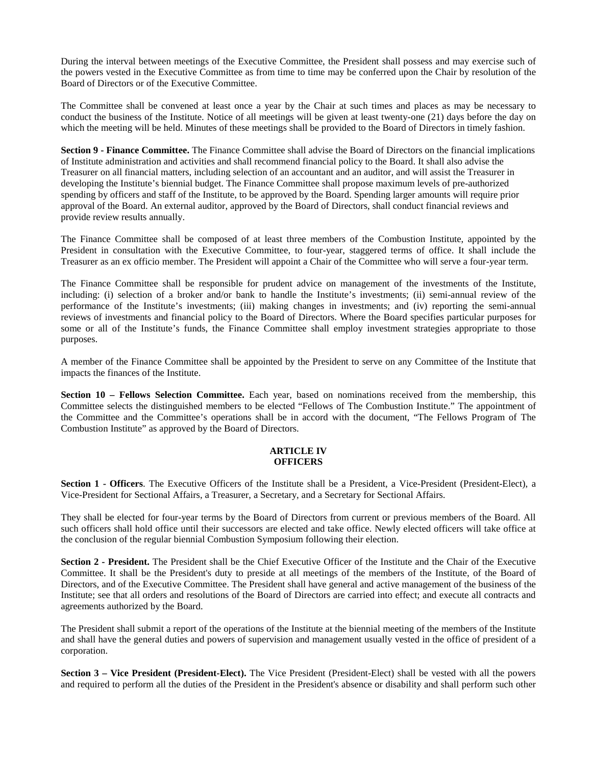During the interval between meetings of the Executive Committee, the President shall possess and may exercise such of the powers vested in the Executive Committee as from time to time may be conferred upon the Chair by resolution of the Board of Directors or of the Executive Committee.

The Committee shall be convened at least once a year by the Chair at such times and places as may be necessary to conduct the business of the Institute. Notice of all meetings will be given at least twenty-one (21) days before the day on which the meeting will be held. Minutes of these meetings shall be provided to the Board of Directors in timely fashion.

**Section 9 - Finance Committee.** The Finance Committee shall advise the Board of Directors on the financial implications of Institute administration and activities and shall recommend financial policy to the Board. It shall also advise the Treasurer on all financial matters, including selection of an accountant and an auditor, and will assist the Treasurer in developing the Institute's biennial budget. The Finance Committee shall propose maximum levels of pre-authorized spending by officers and staff of the Institute, to be approved by the Board. Spending larger amounts will require prior approval of the Board. An external auditor, approved by the Board of Directors, shall conduct financial reviews and provide review results annually.

The Finance Committee shall be composed of at least three members of the Combustion Institute, appointed by the President in consultation with the Executive Committee, to four-year, staggered terms of office. It shall include the Treasurer as an ex officio member. The President will appoint a Chair of the Committee who will serve a four-year term.

The Finance Committee shall be responsible for prudent advice on management of the investments of the Institute, including: (i) selection of a broker and/or bank to handle the Institute's investments; (ii) semi-annual review of the performance of the Institute's investments; (iii) making changes in investments; and (iv) reporting the semi-annual reviews of investments and financial policy to the Board of Directors. Where the Board specifies particular purposes for some or all of the Institute's funds, the Finance Committee shall employ investment strategies appropriate to those purposes.

A member of the Finance Committee shall be appointed by the President to serve on any Committee of the Institute that impacts the finances of the Institute.

**Section 10 – Fellows Selection Committee.** Each year, based on nominations received from the membership, this Committee selects the distinguished members to be elected "Fellows of The Combustion Institute." The appointment of the Committee and the Committee's operations shall be in accord with the document, "The Fellows Program of The Combustion Institute" as approved by the Board of Directors.

## ARTICLE IV
## OFFICERS

**Section 1** - **Officers**. The Executive Officers of the Institute shall be a President, a Vice-President (President-Elect), a Vice-President for Sectional Affairs, a Treasurer, a Secretary, and a Secretary for Sectional Affairs.

They shall be elected for four-year terms by the Board of Directors from current or previous members of the Board. All such officers shall hold office until their successors are elected and take office. Newly elected officers will take office at the conclusion of the regular biennial Combustion Symposium following their election.

**Section 2 - President.** The President shall be the Chief Executive Officer of the Institute and the Chair of the Executive Committee. It shall be the President's duty to preside at all meetings of the members of the Institute, of the Board of Directors, and of the Executive Committee. The President shall have general and active management of the business of the Institute; see that all orders and resolutions of the Board of Directors are carried into effect; and execute all contracts and agreements authorized by the Board.

The President shall submit a report of the operations of the Institute at the biennial meeting of the members of the Institute and shall have the general duties and powers of supervision and management usually vested in the office of president of a corporation.

**Section 3 – Vice President (President-Elect).** The Vice President (President-Elect) shall be vested with all the powers and required to perform all the duties of the President in the President's absence or disability and shall perform such other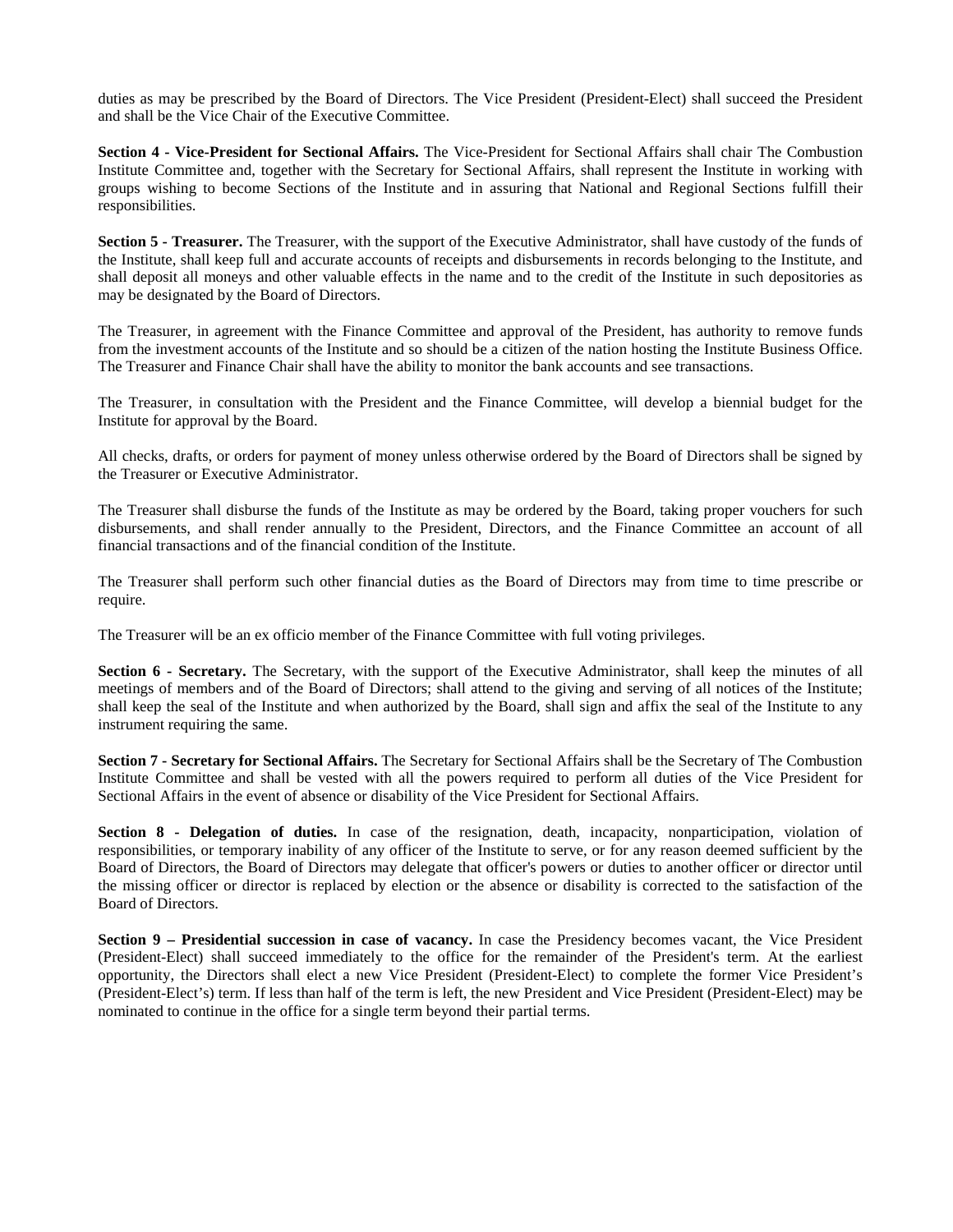duties as may be prescribed by the Board of Directors. The Vice President (President-Elect) shall succeed the President and shall be the Vice Chair of the Executive Committee.

**Section 4 - Vice-President for Sectional Affairs.** The Vice-President for Sectional Affairs shall chair The Combustion Institute Committee and, together with the Secretary for Sectional Affairs, shall represent the Institute in working with groups wishing to become Sections of the Institute and in assuring that National and Regional Sections fulfill their responsibilities.

**Section 5 - Treasurer.** The Treasurer, with the support of the Executive Administrator, shall have custody of the funds of the Institute, shall keep full and accurate accounts of receipts and disbursements in records belonging to the Institute, and shall deposit all moneys and other valuable effects in the name and to the credit of the Institute in such depositories as may be designated by the Board of Directors.

The Treasurer, in agreement with the Finance Committee and approval of the President, has authority to remove funds from the investment accounts of the Institute and so should be a citizen of the nation hosting the Institute Business Office. The Treasurer and Finance Chair shall have the ability to monitor the bank accounts and see transactions.

The Treasurer, in consultation with the President and the Finance Committee, will develop a biennial budget for the Institute for approval by the Board.

All checks, drafts, or orders for payment of money unless otherwise ordered by the Board of Directors shall be signed by the Treasurer or Executive Administrator.

The Treasurer shall disburse the funds of the Institute as may be ordered by the Board, taking proper vouchers for such disbursements, and shall render annually to the President, Directors, and the Finance Committee an account of all financial transactions and of the financial condition of the Institute.

The Treasurer shall perform such other financial duties as the Board of Directors may from time to time prescribe or require.

The Treasurer will be an ex officio member of the Finance Committee with full voting privileges.

**Section 6 - Secretary.** The Secretary, with the support of the Executive Administrator, shall keep the minutes of all meetings of members and of the Board of Directors; shall attend to the giving and serving of all notices of the Institute; shall keep the seal of the Institute and when authorized by the Board, shall sign and affix the seal of the Institute to any instrument requiring the same.

**Section 7 - Secretary for Sectional Affairs.** The Secretary for Sectional Affairs shall be the Secretary of The Combustion Institute Committee and shall be vested with all the powers required to perform all duties of the Vice President for Sectional Affairs in the event of absence or disability of the Vice President for Sectional Affairs.

**Section 8 - Delegation of duties.** In case of the resignation, death, incapacity, nonparticipation, violation of responsibilities, or temporary inability of any officer of the Institute to serve, or for any reason deemed sufficient by the Board of Directors, the Board of Directors may delegate that officer's powers or duties to another officer or director until the missing officer or director is replaced by election or the absence or disability is corrected to the satisfaction of the Board of Directors.

**Section 9 – Presidential succession in case of vacancy.** In case the Presidency becomes vacant, the Vice President (President-Elect) shall succeed immediately to the office for the remainder of the President's term. At the earliest opportunity, the Directors shall elect a new Vice President (President-Elect) to complete the former Vice President’s (President-Elect’s) term. If less than half of the term is left, the new President and Vice President (President-Elect) may be nominated to continue in the office for a single term beyond their partial terms.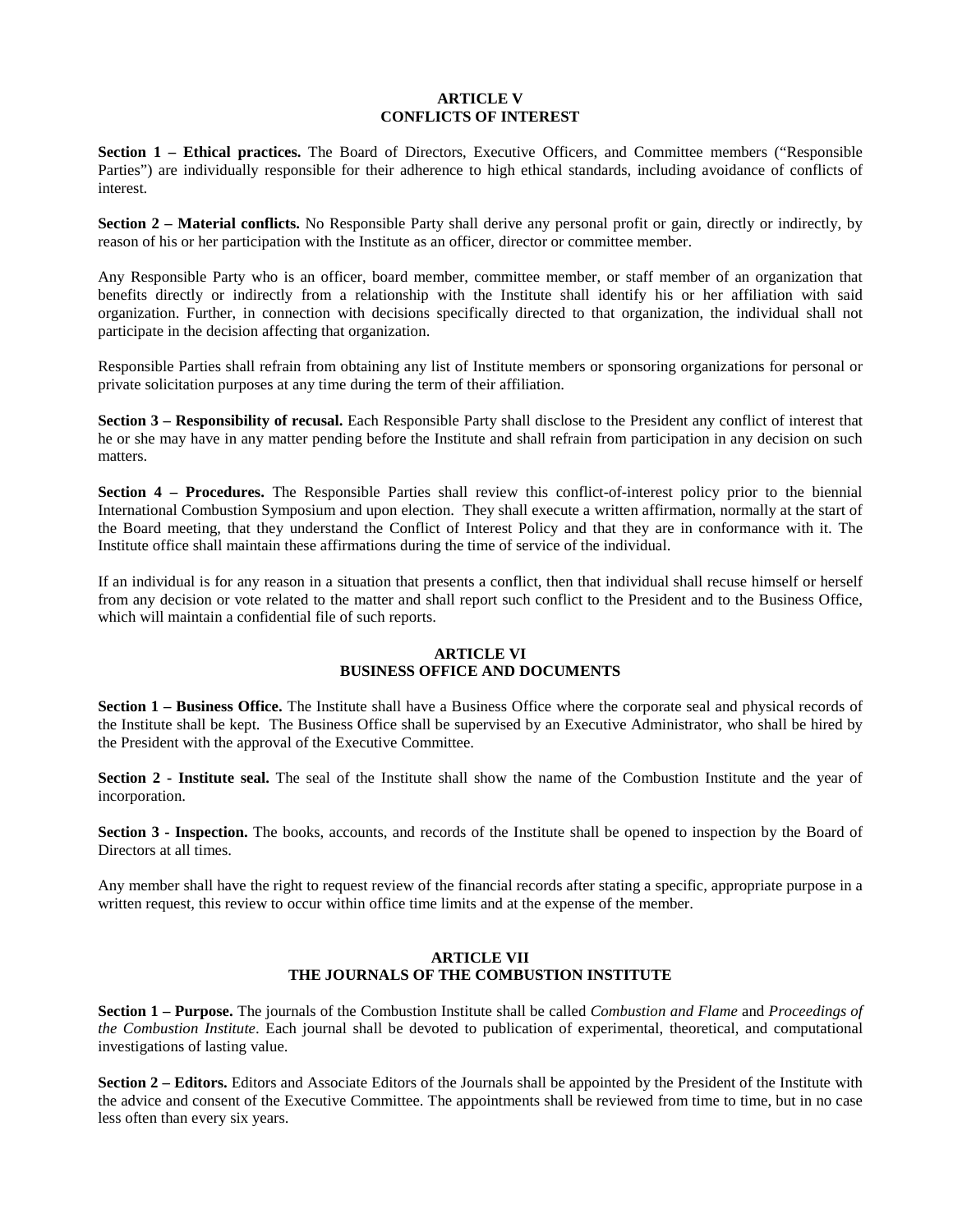## ARTICLE V
## CONFLICTS OF INTEREST

**Section 1 – Ethical practices.** The Board of Directors, Executive Officers, and Committee members ("Responsible Parties") are individually responsible for their adherence to high ethical standards, including avoidance of conflicts of interest.

**Section 2 – Material conflicts.** No Responsible Party shall derive any personal profit or gain, directly or indirectly, by reason of his or her participation with the Institute as an officer, director or committee member.

Any Responsible Party who is an officer, board member, committee member, or staff member of an organization that benefits directly or indirectly from a relationship with the Institute shall identify his or her affiliation with said organization. Further, in connection with decisions specifically directed to that organization, the individual shall not participate in the decision affecting that organization.

Responsible Parties shall refrain from obtaining any list of Institute members or sponsoring organizations for personal or private solicitation purposes at any time during the term of their affiliation.

**Section 3 – Responsibility of recusal.** Each Responsible Party shall disclose to the President any conflict of interest that he or she may have in any matter pending before the Institute and shall refrain from participation in any decision on such matters.

**Section 4 – Procedures.** The Responsible Parties shall review this conflict-of-interest policy prior to the biennial International Combustion Symposium and upon election. They shall execute a written affirmation, normally at the start of the Board meeting, that they understand the Conflict of Interest Policy and that they are in conformance with it. The Institute office shall maintain these affirmations during the time of service of the individual.

If an individual is for any reason in a situation that presents a conflict, then that individual shall recuse himself or herself from any decision or vote related to the matter and shall report such conflict to the President and to the Business Office, which will maintain a confidential file of such reports.

## ARTICLE VI
## BUSINESS OFFICE AND DOCUMENTS

**Section 1 – Business Office.** The Institute shall have a Business Office where the corporate seal and physical records of the Institute shall be kept. The Business Office shall be supervised by an Executive Administrator, who shall be hired by the President with the approval of the Executive Committee.

**Section 2 - Institute seal.** The seal of the Institute shall show the name of the Combustion Institute and the year of incorporation.

**Section 3 - Inspection.** The books, accounts, and records of the Institute shall be opened to inspection by the Board of Directors at all times.

Any member shall have the right to request review of the financial records after stating a specific, appropriate purpose in a written request, this review to occur within office time limits and at the expense of the member.

## ARTICLE VII
## THE JOURNALS OF THE COMBUSTION INSTITUTE

**Section 1 – Purpose.** The journals of the Combustion Institute shall be called *Combustion and Flame* and *Proceedings of the Combustion Institute*. Each journal shall be devoted to publication of experimental, theoretical, and computational investigations of lasting value.

**Section 2 – Editors.** Editors and Associate Editors of the Journals shall be appointed by the President of the Institute with the advice and consent of the Executive Committee. The appointments shall be reviewed from time to time, but in no case less often than every six years.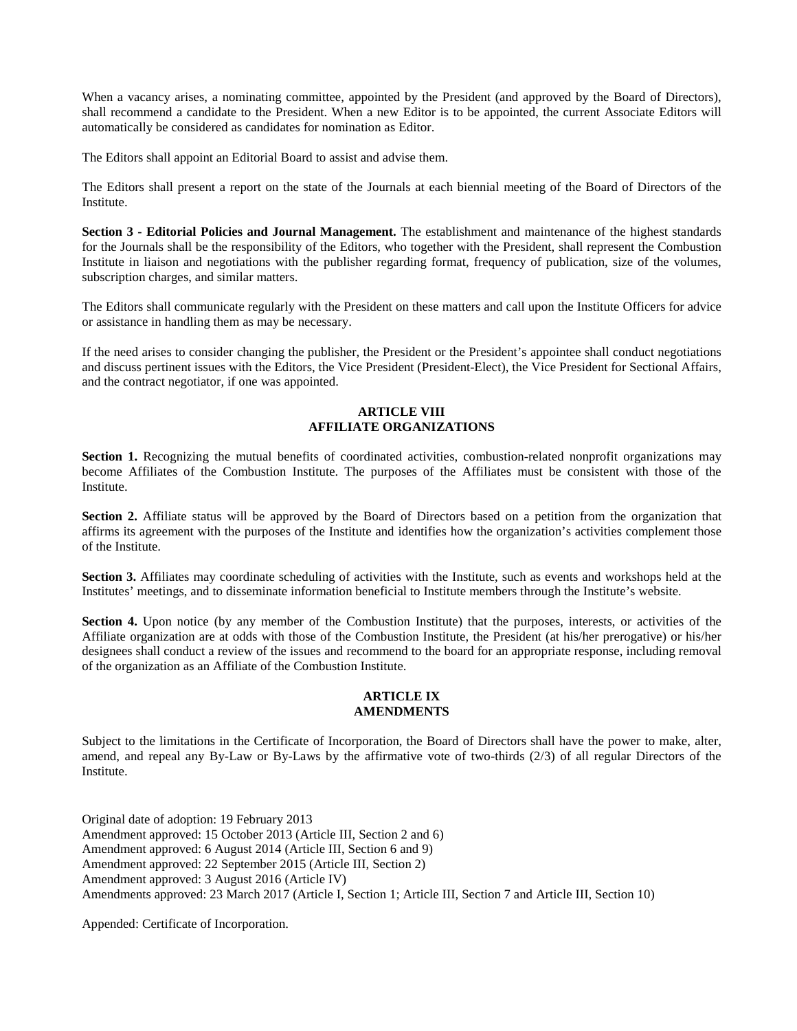When a vacancy arises, a nominating committee, appointed by the President (and approved by the Board of Directors), shall recommend a candidate to the President. When a new Editor is to be appointed, the current Associate Editors will automatically be considered as candidates for nomination as Editor.

The Editors shall appoint an Editorial Board to assist and advise them.

The Editors shall present a report on the state of the Journals at each biennial meeting of the Board of Directors of the Institute.

**Section 3 - Editorial Policies and Journal Management.** The establishment and maintenance of the highest standards for the Journals shall be the responsibility of the Editors, who together with the President, shall represent the Combustion Institute in liaison and negotiations with the publisher regarding format, frequency of publication, size of the volumes, subscription charges, and similar matters.

The Editors shall communicate regularly with the President on these matters and call upon the Institute Officers for advice or assistance in handling them as may be necessary.

If the need arises to consider changing the publisher, the President or the President's appointee shall conduct negotiations and discuss pertinent issues with the Editors, the Vice President (President-Elect), the Vice President for Sectional Affairs, and the contract negotiator, if one was appointed.

## ARTICLE VIII
## AFFILIATE ORGANIZATIONS

**Section 1.** Recognizing the mutual benefits of coordinated activities, combustion-related nonprofit organizations may become Affiliates of the Combustion Institute. The purposes of the Affiliates must be consistent with those of the Institute.

**Section 2.** Affiliate status will be approved by the Board of Directors based on a petition from the organization that affirms its agreement with the purposes of the Institute and identifies how the organization's activities complement those of the Institute.

**Section 3.** Affiliates may coordinate scheduling of activities with the Institute, such as events and workshops held at the Institutes' meetings, and to disseminate information beneficial to Institute members through the Institute's website.

**Section 4.** Upon notice (by any member of the Combustion Institute) that the purposes, interests, or activities of the Affiliate organization are at odds with those of the Combustion Institute, the President (at his/her prerogative) or his/her designees shall conduct a review of the issues and recommend to the board for an appropriate response, including removal of the organization as an Affiliate of the Combustion Institute.

## ARTICLE IX
## AMENDMENTS

Subject to the limitations in the Certificate of Incorporation, the Board of Directors shall have the power to make, alter, amend, and repeal any By-Law or By-Laws by the affirmative vote of two-thirds (2/3) of all regular Directors of the Institute.

Original date of adoption: 19 February 2013
Amendment approved: 15 October 2013 (Article III, Section 2 and 6)
Amendment approved: 6 August 2014 (Article III, Section 6 and 9)
Amendment approved: 22 September 2015 (Article III, Section 2)
Amendment approved: 3 August 2016 (Article IV)
Amendments approved: 23 March 2017 (Article I, Section 1; Article III, Section 7 and Article III, Section 10)

Appended: Certificate of Incorporation.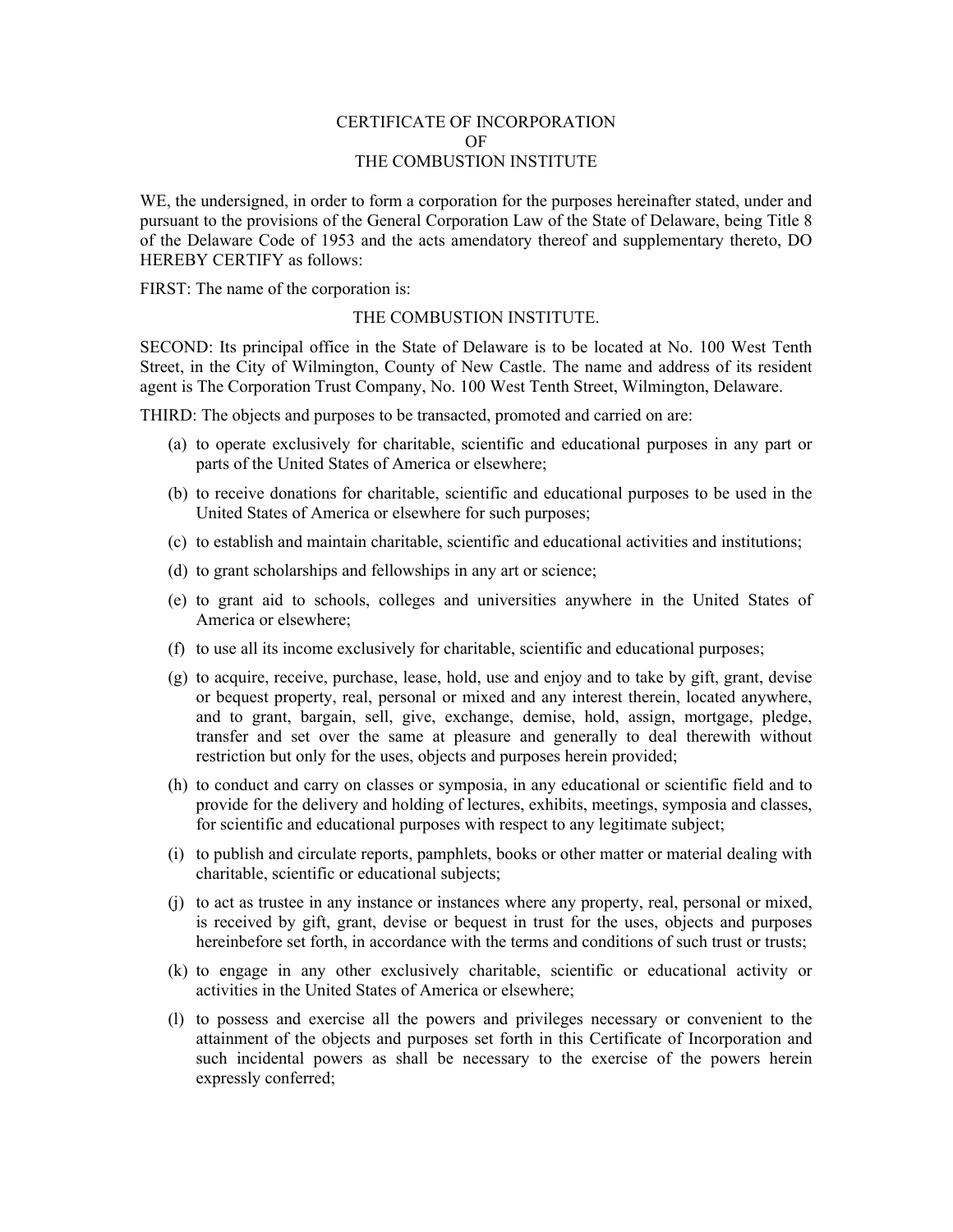# CERTIFICATE OF INCORPORATION
# OF
# THE COMBUSTION INSTITUTE

WE, the undersigned, in order to form a corporation for the purposes hereinafter stated, under and pursuant to the provisions of the General Corporation Law of the State of Delaware, being Title 8 of the Delaware Code of 1953 and the acts amendatory thereof and supplementary thereto, DO HEREBY CERTIFY as follows:

FIRST: The name of the corporation is:

THE COMBUSTION INSTITUTE.

SECOND: Its principal office in the State of Delaware is to be located at No. 100 West Tenth Street, in the City of Wilmington, County of New Castle. The name and address of its resident agent is The Corporation Trust Company, No. 100 West Tenth Street, Wilmington, Delaware.

THIRD: The objects and purposes to be transacted, promoted and carried on are:

(a) to operate exclusively for charitable, scientific and educational purposes in any part or parts of the United States of America or elsewhere;

(b) to receive donations for charitable, scientific and educational purposes to be used in the United States of America or elsewhere for such purposes;

(c) to establish and maintain charitable, scientific and educational activities and institutions;

(d) to grant scholarships and fellowships in any art or science;

(e) to grant aid to schools, colleges and universities anywhere in the United States of America or elsewhere;

(f) to use all its income exclusively for charitable, scientific and educational purposes;

(g) to acquire, receive, purchase, lease, hold, use and enjoy and to take by gift, grant, devise or bequest property, real, personal or mixed and any interest therein, located anywhere, and to grant, bargain, sell, give, exchange, demise, hold, assign, mortgage, pledge, transfer and set over the same at pleasure and generally to deal therewith without restriction but only for the uses, objects and purposes herein provided;

(h) to conduct and carry on classes or symposia, in any educational or scientific field and to provide for the delivery and holding of lectures, exhibits, meetings, symposia and classes, for scientific and educational purposes with respect to any legitimate subject;

(i) to publish and circulate reports, pamphlets, books or other matter or material dealing with charitable, scientific or educational subjects;

(j) to act as trustee in any instance or instances where any property, real, personal or mixed, is received by gift, grant, devise or bequest in trust for the uses, objects and purposes hereinbefore set forth, in accordance with the terms and conditions of such trust or trusts;

(k) to engage in any other exclusively charitable, scientific or educational activity or activities in the United States of America or elsewhere;

(l) to possess and exercise all the powers and privileges necessary or convenient to the attainment of the objects and purposes set forth in this Certificate of Incorporation and such incidental powers as shall be necessary to the exercise of the powers herein expressly conferred;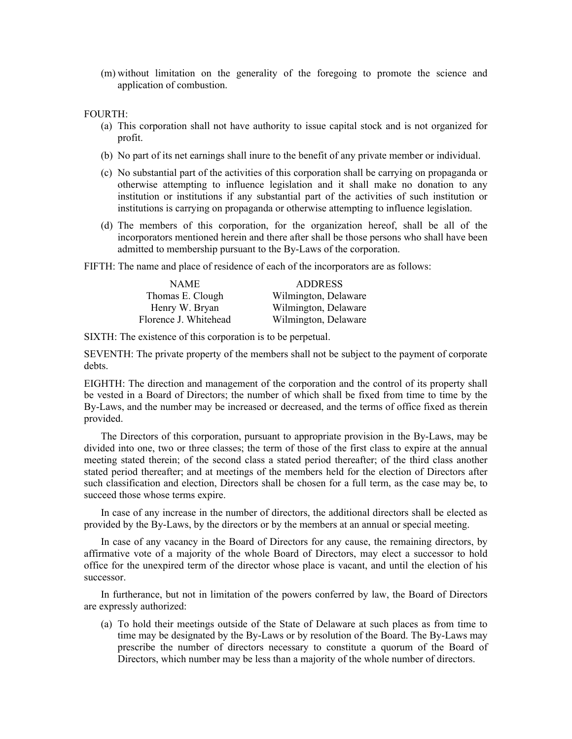(m) without limitation on the generality of the foregoing to promote the science and application of combustion.

FOURTH:

(a) This corporation shall not have authority to issue capital stock and is not organized for profit.

(b) No part of its net earnings shall inure to the benefit of any private member or individual.

(c) No substantial part of the activities of this corporation shall be carrying on propaganda or otherwise attempting to influence legislation and it shall make no donation to any institution or institutions if any substantial part of the activities of such institution or institutions is carrying on propaganda or otherwise attempting to influence legislation.

(d) The members of this corporation, for the organization hereof, shall be all of the incorporators mentioned herein and there after shall be those persons who shall have been admitted to membership pursuant to the By-Laws of the corporation.

FIFTH: The name and place of residence of each of the incorporators are as follows:

| NAME | ADDRESS |
|---|---|
| Thomas E. Clough | Wilmington, Delaware |
| Henry W. Bryan | Wilmington, Delaware |
| Florence J. Whitehead | Wilmington, Delaware |

SIXTH: The existence of this corporation is to be perpetual.

SEVENTH: The private property of the members shall not be subject to the payment of corporate debts.

EIGHTH: The direction and management of the corporation and the control of its property shall be vested in a Board of Directors; the number of which shall be fixed from time to time by the By-Laws, and the number may be increased or decreased, and the terms of office fixed as therein provided.

The Directors of this corporation, pursuant to appropriate provision in the By-Laws, may be divided into one, two or three classes; the term of those of the first class to expire at the annual meeting stated therein; of the second class a stated period thereafter; of the third class another stated period thereafter; and at meetings of the members held for the election of Directors after such classification and election, Directors shall be chosen for a full term, as the case may be, to succeed those whose terms expire.

In case of any increase in the number of directors, the additional directors shall be elected as provided by the By-Laws, by the directors or by the members at an annual or special meeting.

In case of any vacancy in the Board of Directors for any cause, the remaining directors, by affirmative vote of a majority of the whole Board of Directors, may elect a successor to hold office for the unexpired term of the director whose place is vacant, and until the election of his successor.

In furtherance, but not in limitation of the powers conferred by law, the Board of Directors are expressly authorized:

(a) To hold their meetings outside of the State of Delaware at such places as from time to time may be designated by the By-Laws or by resolution of the Board. The By-Laws may prescribe the number of directors necessary to constitute a quorum of the Board of Directors, which number may be less than a majority of the whole number of directors.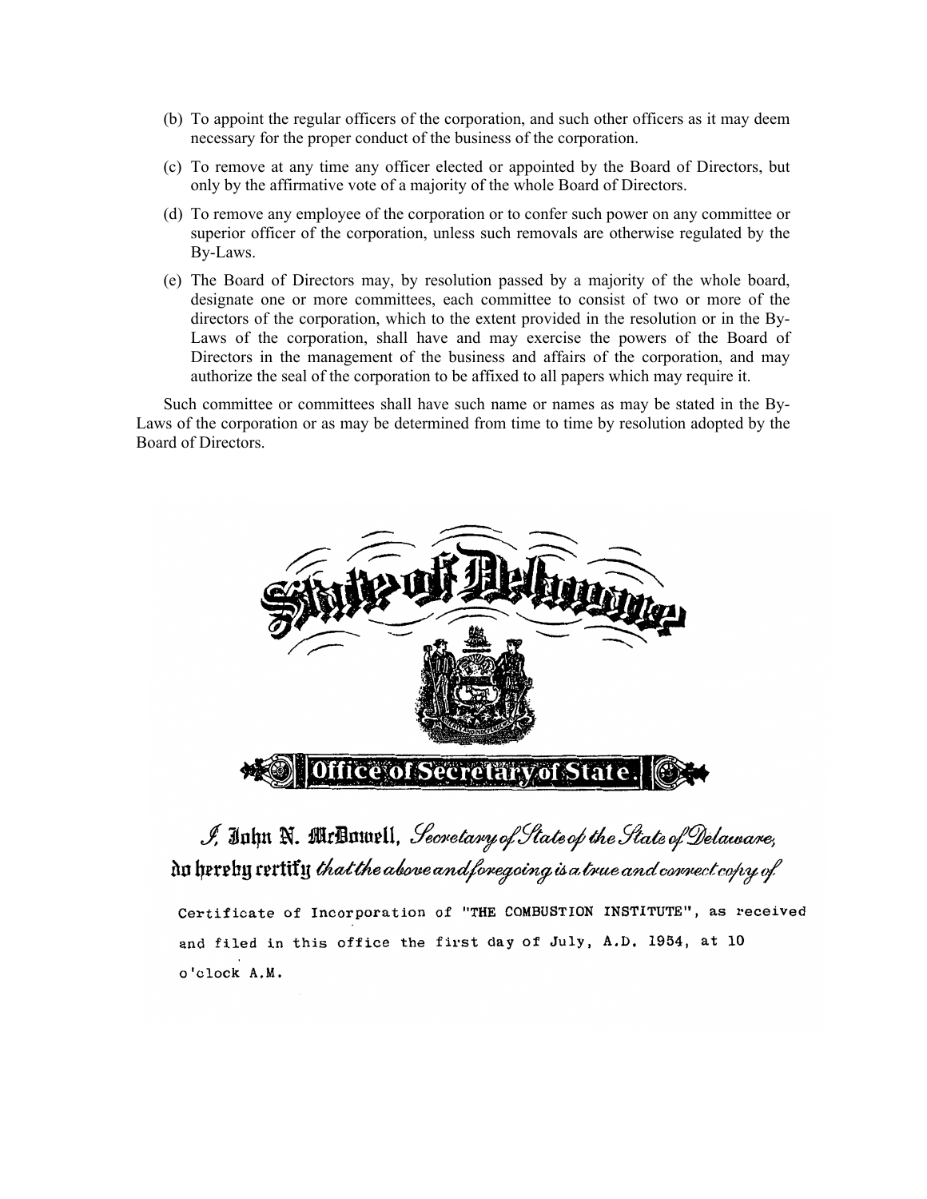(b) To appoint the regular officers of the corporation, and such other officers as it may deem necessary for the proper conduct of the business of the corporation.

(c) To remove at any time any officer elected or appointed by the Board of Directors, but only by the affirmative vote of a majority of the whole Board of Directors.

(d) To remove any employee of the corporation or to confer such power on any committee or superior officer of the corporation, unless such removals are otherwise regulated by the By-Laws.

(e) The Board of Directors may, by resolution passed by a majority of the whole board, designate one or more committees, each committee to consist of two or more of the directors of the corporation, which to the extent provided in the resolution or in the By-Laws of the corporation, shall have and may exercise the powers of the Board of Directors in the management of the business and affairs of the corporation, and may authorize the seal of the corporation to be affixed to all papers which may require it.

Such committee or committees shall have such name or names as may be stated in the By-Laws of the corporation or as may be determined from time to time by resolution adopted by the Board of Directors.

State of Delaware

Office of Secretary of State.

I, John N. McDowell, Secretary of State of the State of Delaware, do hereby certify that the above and foregoing is a true and correct copy of

Certificate of Incorporation of "THE COMBUSTION INSTITUTE", as received and filed in this office the first day of July, A.D. 1954, at 10 o'clock A.M.